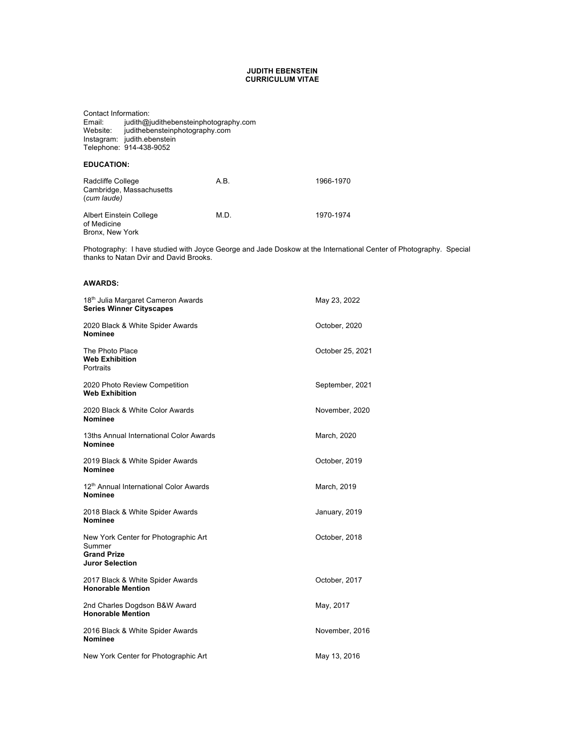# JUDITH EBENSTEIN
## CURRICULUM VITAE

Contact Information:
Email: judith@judithebensteinphotography.com
Website: judithebensteinphotography.com
Instagram: judith.ebenstein
Telephone: 914-438-9052

**EDUCATION:**

| | | |
|---|---|---|
| Radcliffe College<br>Cambridge, Massachusetts<br>(*cum laude*) | A.B. | 1966-1970 |
| Albert Einstein College<br>of Medicine<br>Bronx, New York | M.D. | 1970-1974 |

Photography: I have studied with Joyce George and Jade Doskow at the International Center of Photography. Special thanks to Natan Dvir and David Brooks.

**AWARDS:**

| | |
|---|---|
| 18th Julia Margaret Cameron Awards<br>**Series Winner Cityscapes** | May 23, 2022 |
| 2020 Black & White Spider Awards<br>**Nominee** | October, 2020 |
| The Photo Place<br>**Web Exhibition**<br>Portraits | October 25, 2021 |
| 2020 Photo Review Competition<br>**Web Exhibition** | September, 2021 |
| 2020 Black & White Color Awards<br>**Nominee** | November, 2020 |
| 13ths Annual International Color Awards<br>**Nominee** | March, 2020 |
| 2019 Black & White Spider Awards<br>**Nominee** | October, 2019 |
| 12th Annual International Color Awards<br>**Nominee** | March, 2019 |
| 2018 Black & White Spider Awards<br>**Nominee** | January, 2019 |
| New York Center for Photographic Art<br>Summer<br>**Grand Prize**<br>**Juror Selection** | October, 2018 |
| 2017 Black & White Spider Awards<br>**Honorable Mention** | October, 2017 |
| 2nd Charles Dogdson B&W Award<br>**Honorable Mention** | May, 2017 |
| 2016 Black & White Spider Awards<br>**Nominee** | November, 2016 |
| New York Center for Photographic Art | May 13, 2016 |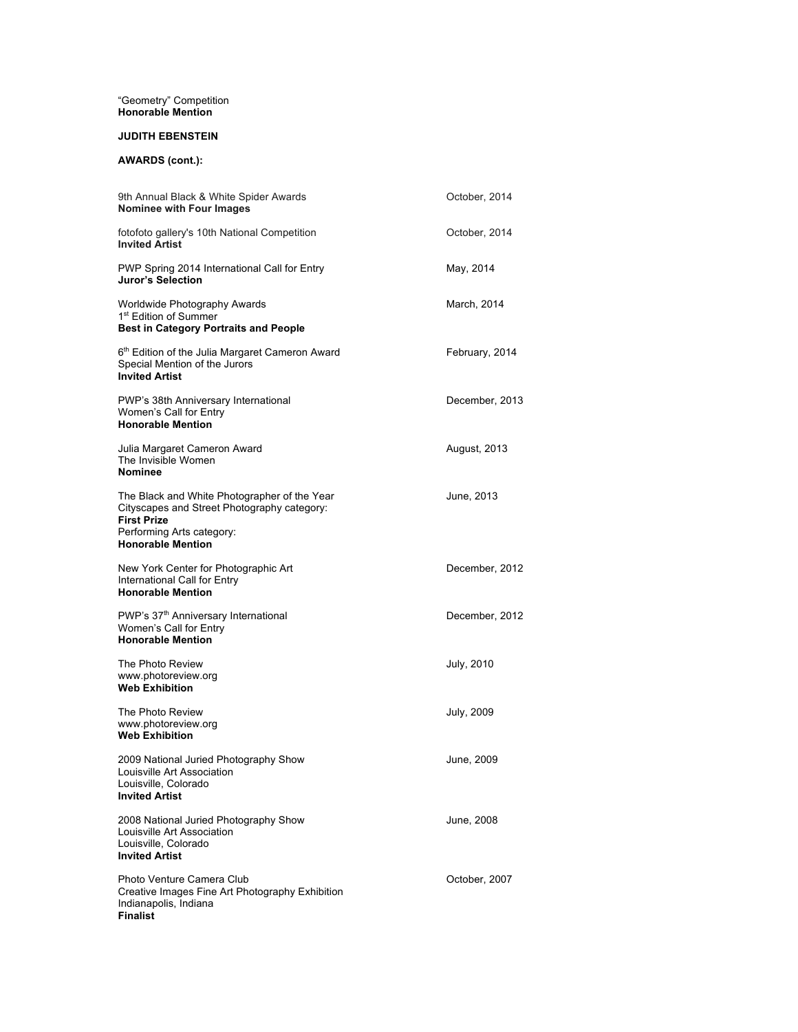"Geometry" Competition
**Honorable Mention**

**JUDITH EBENSTEIN**

**AWARDS (cont.):**

| | |
|---|---|
| 9th Annual Black & White Spider Awards<br>**Nominee with Four Images** | October, 2014 |
| fotofoto gallery's 10th National Competition<br>**Invited Artist** | October, 2014 |
| PWP Spring 2014 International Call for Entry<br>**Juror's Selection** | May, 2014 |
| Worldwide Photography Awards<br>1st Edition of Summer<br>**Best in Category Portraits and People** | March, 2014 |
| 6th Edition of the Julia Margaret Cameron Award<br>Special Mention of the Jurors<br>**Invited Artist** | February, 2014 |
| PWP's 38th Anniversary International<br>Women's Call for Entry<br>**Honorable Mention** | December, 2013 |
| Julia Margaret Cameron Award<br>The Invisible Women<br>**Nominee** | August, 2013 |
| The Black and White Photographer of the Year<br>Cityscapes and Street Photography category:<br>**First Prize**<br>Performing Arts category:<br>**Honorable Mention** | June, 2013 |
| New York Center for Photographic Art<br>International Call for Entry<br>**Honorable Mention** | December, 2012 |
| PWP's 37th Anniversary International<br>Women's Call for Entry<br>**Honorable Mention** | December, 2012 |
| The Photo Review<br>www.photoreview.org<br>**Web Exhibition** | July, 2010 |
| The Photo Review<br>www.photoreview.org<br>**Web Exhibition** | July, 2009 |
| 2009 National Juried Photography Show<br>Louisville Art Association<br>Louisville, Colorado<br>**Invited Artist** | June, 2009 |
| 2008 National Juried Photography Show<br>Louisville Art Association<br>Louisville, Colorado<br>**Invited Artist** | June, 2008 |
| Photo Venture Camera Club<br>Creative Images Fine Art Photography Exhibition<br>Indianapolis, Indiana<br>**Finalist** | October, 2007 |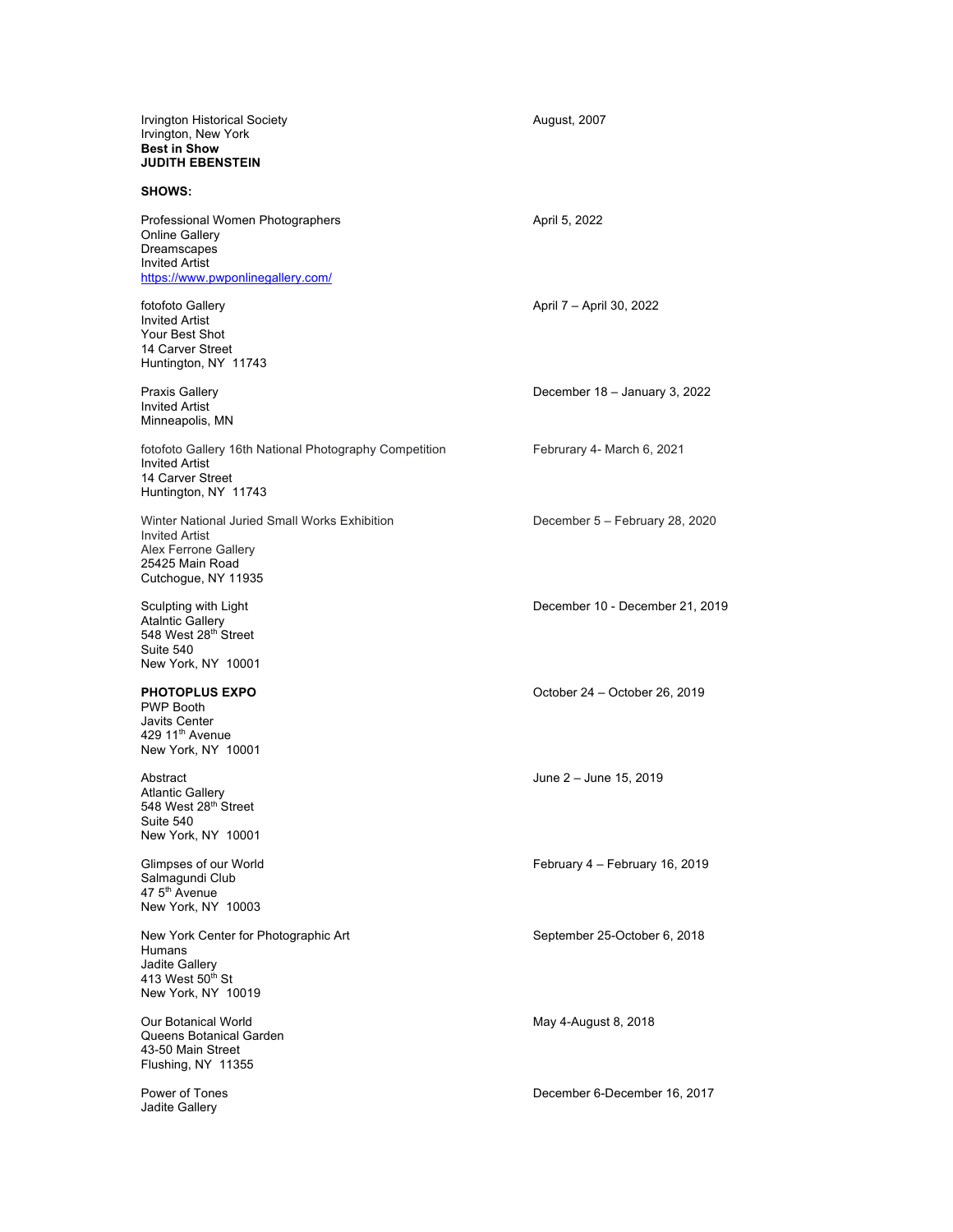Irvington Historical Society
Irvington, New York
**Best in Show**
**JUDITH EBENSTEIN**

August, 2007

**SHOWS:**

Professional Women Photographers
Online Gallery
Dreamscapes
Invited Artist
https://www.pwponlinegallery.com/

April 5, 2022

fotofoto Gallery
Invited Artist
Your Best Shot
14 Carver Street
Huntington, NY 11743

April 7 – April 30, 2022

Praxis Gallery
Invited Artist
Minneapolis, MN

December 18 – January 3, 2022

fotofoto Gallery 16th National Photography Competition
Invited Artist
14 Carver Street
Huntington, NY 11743

Februrary 4- March 6, 2021

Winter National Juried Small Works Exhibition
Invited Artist
Alex Ferrone Gallery
25425 Main Road
Cutchogue, NY 11935

December 5 – February 28, 2020

Sculpting with Light
Atalntic Gallery
548 West 28th Street
Suite 540
New York, NY 10001

December 10 - December 21, 2019

**PHOTOPLUS EXPO**
PWP Booth
Javits Center
429 11th Avenue
New York, NY 10001

October 24 – October 26, 2019

Abstract
Atlantic Gallery
548 West 28th Street
Suite 540
New York, NY 10001

June 2 – June 15, 2019

Glimpses of our World
Salmagundi Club
47 5th Avenue
New York, NY 10003

February 4 – February 16, 2019

New York Center for Photographic Art
Humans
Jadite Gallery
413 West 50th St
New York, NY 10019

September 25-October 6, 2018

Our Botanical World
Queens Botanical Garden
43-50 Main Street
Flushing, NY 11355

May 4-August 8, 2018

Power of Tones
Jadite Gallery

December 6-December 16, 2017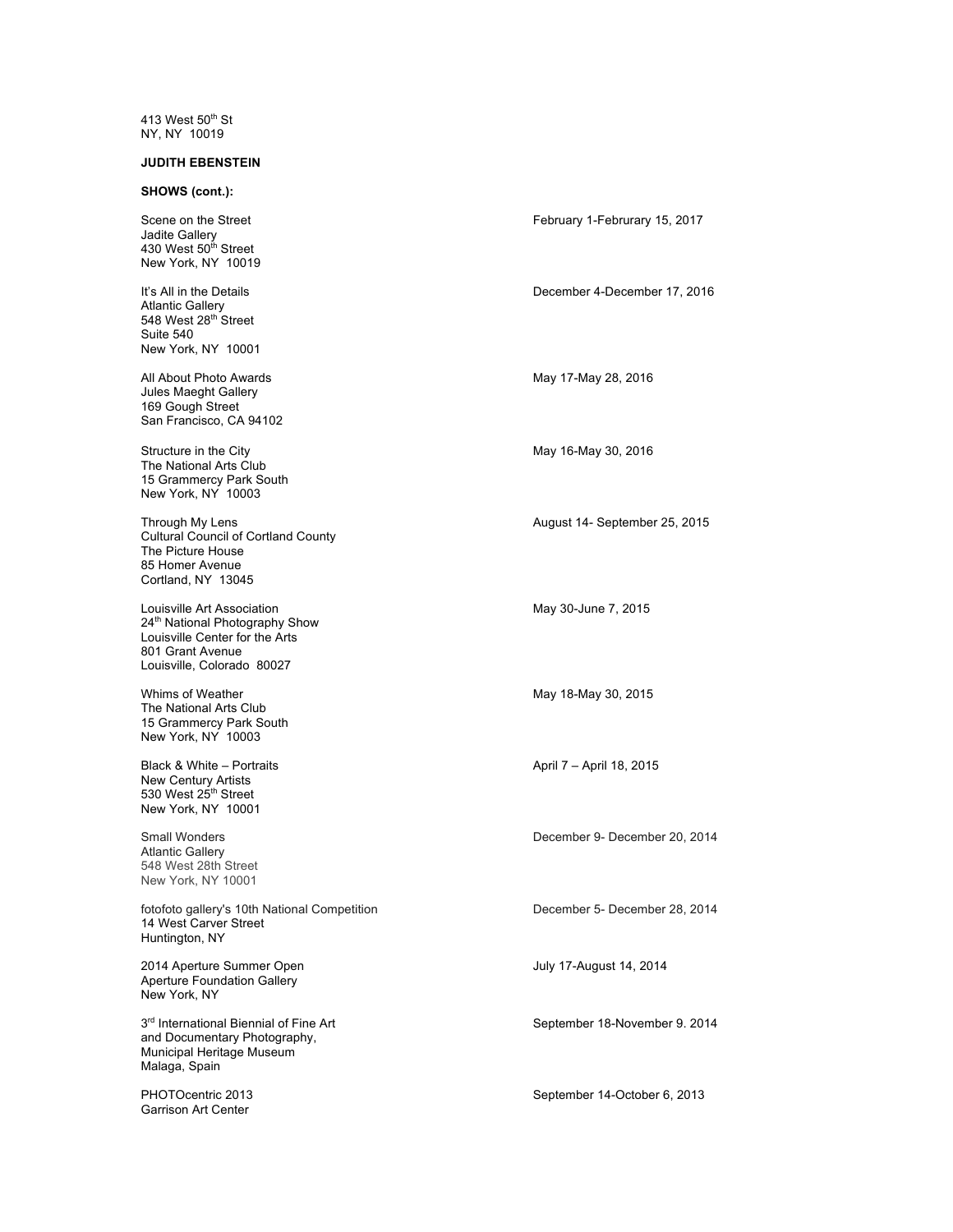413 West 50th St
NY, NY 10019

**JUDITH EBENSTEIN**

**SHOWS (cont.):**

Scene on the Street — February 1-Februrary 15, 2017
Jadite Gallery
430 West 50th Street
New York, NY 10019

It's All in the Details — December 4-December 17, 2016
Atlantic Gallery
548 West 28th Street
Suite 540
New York, NY 10001

All About Photo Awards — May 17-May 28, 2016
Jules Maeght Gallery
169 Gough Street
San Francisco, CA 94102

Structure in the City — May 16-May 30, 2016
The National Arts Club
15 Grammercy Park South
New York, NY 10003

Through My Lens — August 14- September 25, 2015
Cultural Council of Cortland County
The Picture House
85 Homer Avenue
Cortland, NY 13045

Louisville Art Association — May 30-June 7, 2015
24th National Photography Show
Louisville Center for the Arts
801 Grant Avenue
Louisville, Colorado 80027

Whims of Weather — May 18-May 30, 2015
The National Arts Club
15 Grammercy Park South
New York, NY 10003

Black & White – Portraits — April 7 – April 18, 2015
New Century Artists
530 West 25th Street
New York, NY 10001

Small Wonders — December 9- December 20, 2014
Atlantic Gallery
548 West 28th Street
New York, NY 10001

fotofoto gallery's 10th National Competition — December 5- December 28, 2014
14 West Carver Street
Huntington, NY

2014 Aperture Summer Open — July 17-August 14, 2014
Aperture Foundation Gallery
New York, NY

3rd International Biennial of Fine Art — September 18-November 9. 2014
and Documentary Photography,
Municipal Heritage Museum
Malaga, Spain

PHOTOcentric 2013 — September 14-October 6, 2013
Garrison Art Center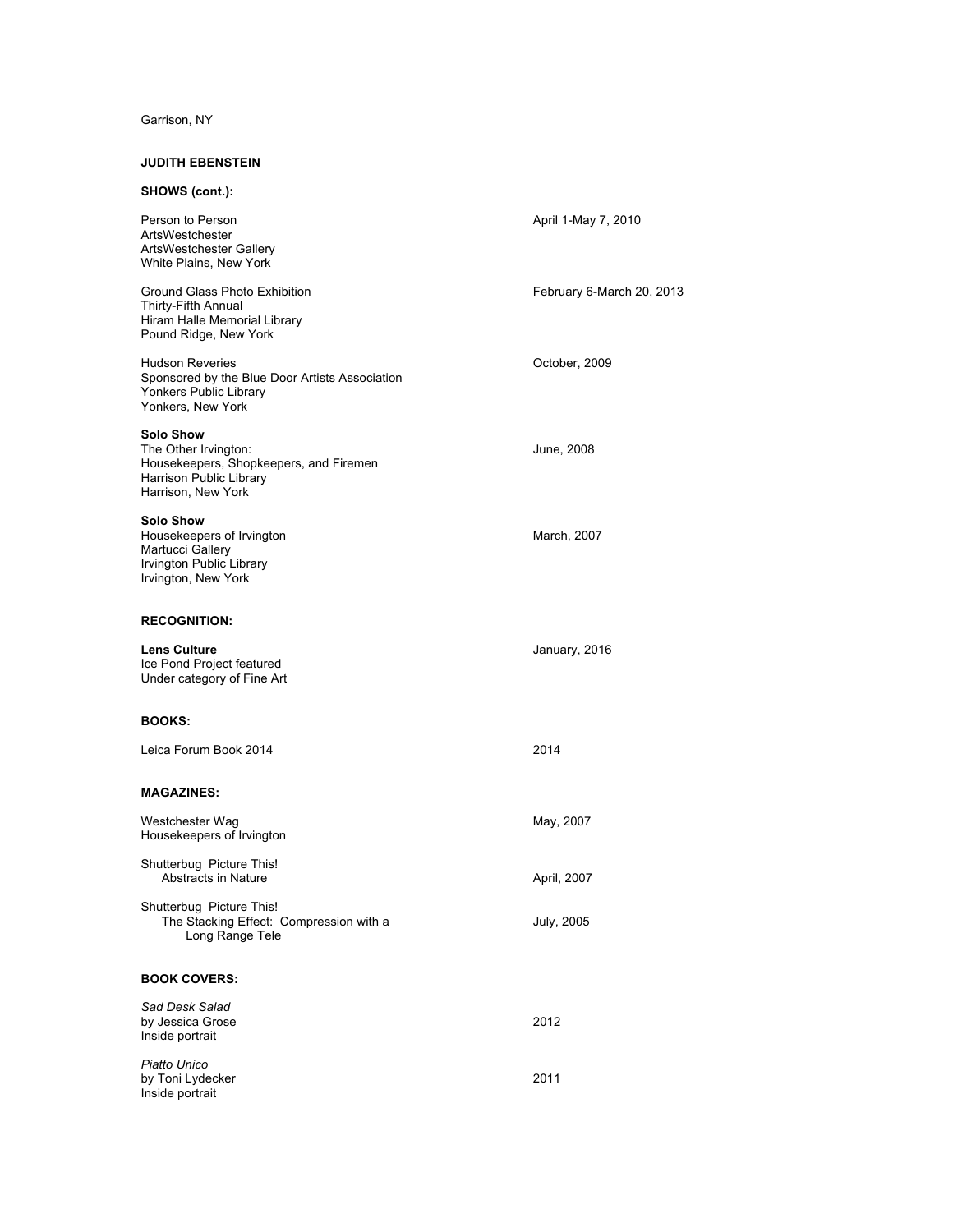Garrison, NY

**JUDITH EBENSTEIN**

**SHOWS (cont.):**

Person to Person
ArtsWestchester
ArtsWestchester Gallery
White Plains, New York
April 1-May 7, 2010

Ground Glass Photo Exhibition
Thirty-Fifth Annual
Hiram Halle Memorial Library
Pound Ridge, New York
February 6-March 20, 2013

Hudson Reveries
Sponsored by the Blue Door Artists Association
Yonkers Public Library
Yonkers, New York
October, 2009

**Solo Show**
The Other Irvington:
Housekeepers, Shopkeepers, and Firemen
Harrison Public Library
Harrison, New York
June, 2008

**Solo Show**
Housekeepers of Irvington
Martucci Gallery
Irvington Public Library
Irvington, New York
March, 2007

**RECOGNITION:**

**Lens Culture**
Ice Pond Project featured
Under category of Fine Art
January, 2016

**BOOKS:**

Leica Forum Book 2014 — 2014

**MAGAZINES:**

Westchester Wag
Housekeepers of Irvington
May, 2007

Shutterbug Picture This!
Abstracts in Nature
April, 2007

Shutterbug Picture This!
The Stacking Effect: Compression with a Long Range Tele
July, 2005

**BOOK COVERS:**

*Sad Desk Salad*
by Jessica Grose
Inside portrait
2012

*Piatto Unico*
by Toni Lydecker
Inside portrait
2011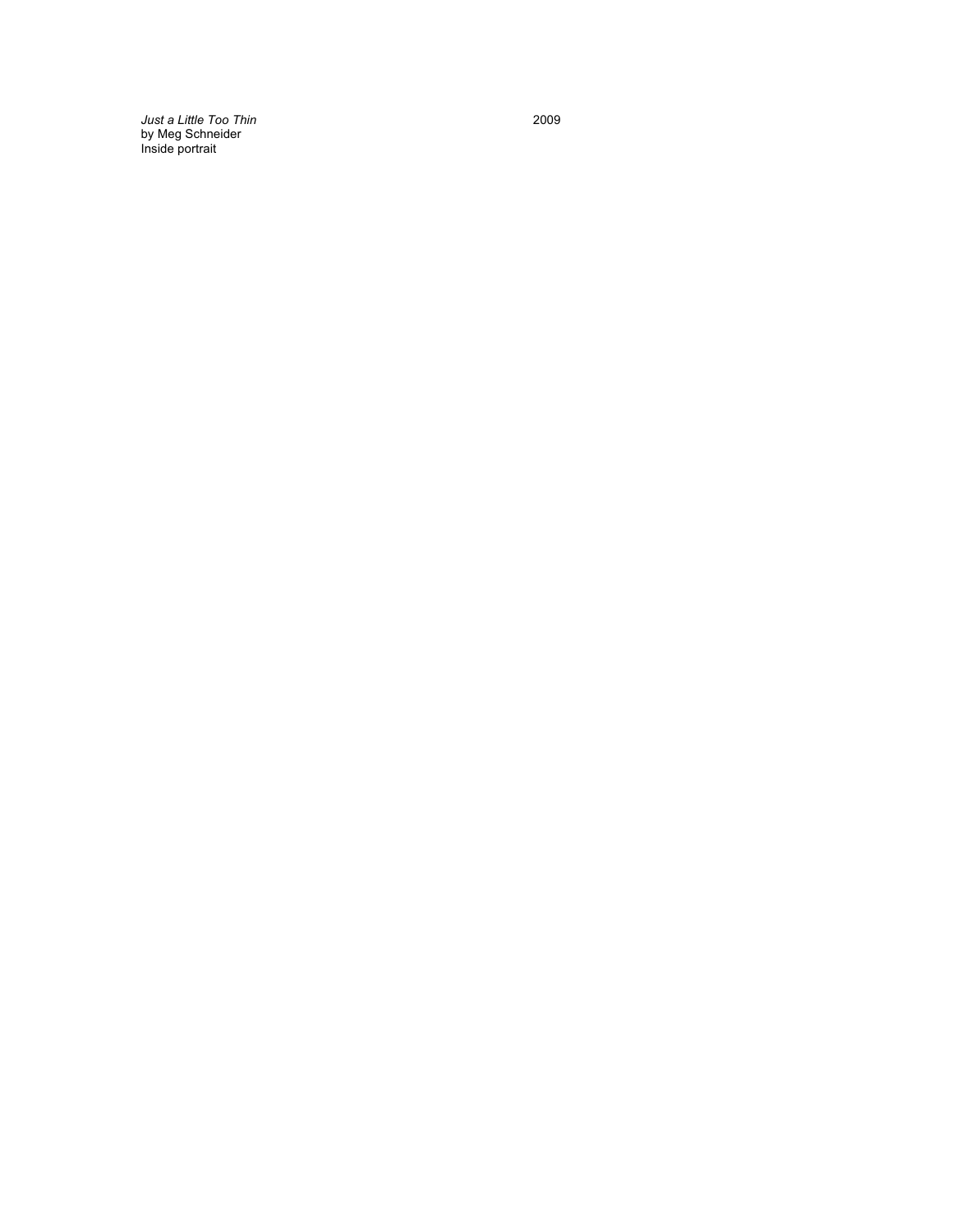*Just a Little Too Thin* 2009
by Meg Schneider
Inside portrait